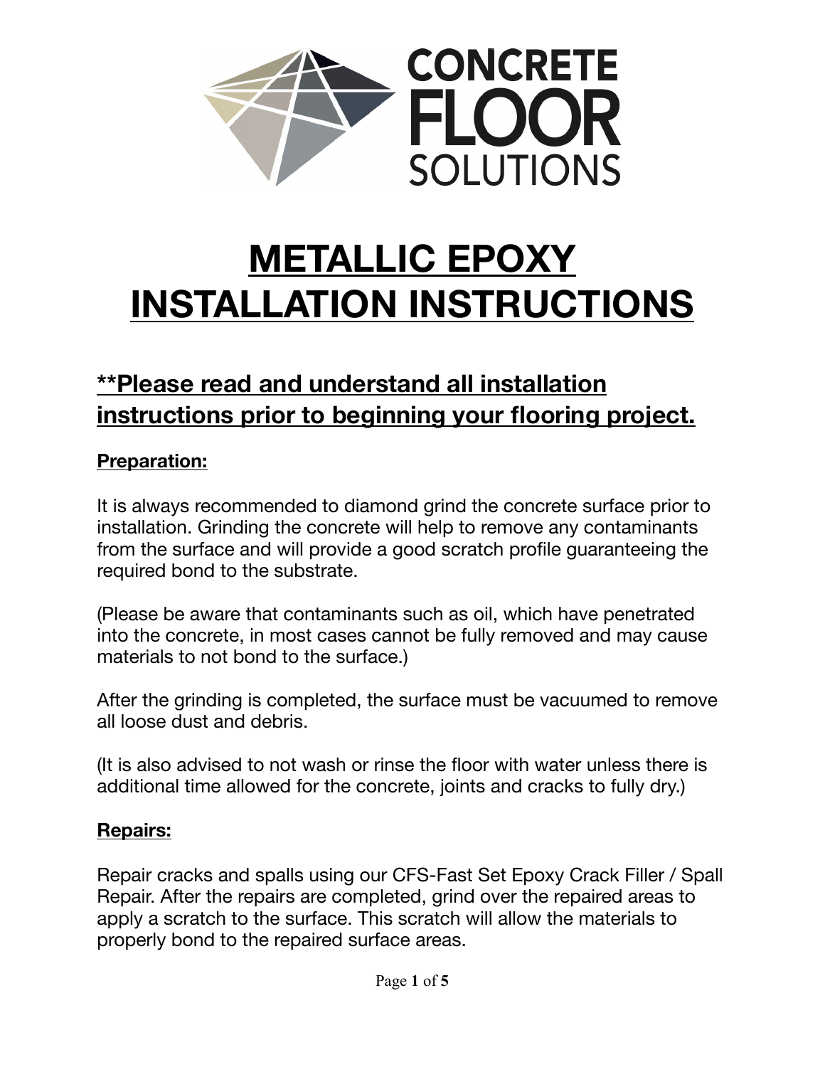CONCRETE FLOOR SOLUTIONS

# METALLIC EPOXY INSTALLATION INSTRUCTIONS

## **Please read and understand all installation instructions prior to beginning your flooring project.

### Preparation:

It is always recommended to diamond grind the concrete surface prior to installation. Grinding the concrete will help to remove any contaminants from the surface and will provide a good scratch profile guaranteeing the required bond to the substrate.

(Please be aware that contaminants such as oil, which have penetrated into the concrete, in most cases cannot be fully removed and may cause materials to not bond to the surface.)

After the grinding is completed, the surface must be vacuumed to remove all loose dust and debris.

(It is also advised to not wash or rinse the floor with water unless there is additional time allowed for the concrete, joints and cracks to fully dry.)

### Repairs:

Repair cracks and spalls using our CFS-Fast Set Epoxy Crack Filler / Spall Repair. After the repairs are completed, grind over the repaired areas to apply a scratch to the surface. This scratch will allow the materials to properly bond to the repaired surface areas.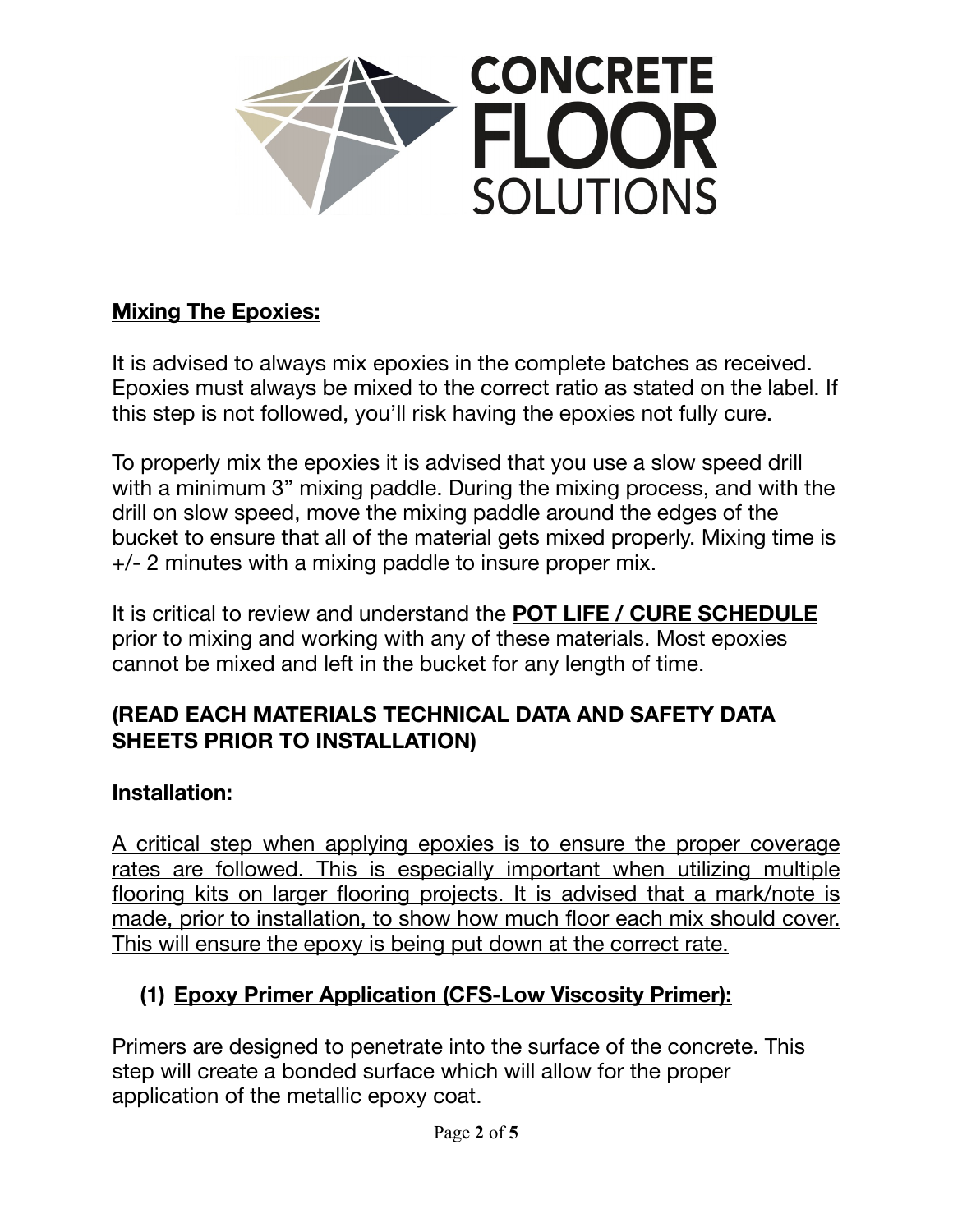**CONCRETE FLOOR SOLUTIONS**

## Mixing The Epoxies:

It is advised to always mix epoxies in the complete batches as received. Epoxies must always be mixed to the correct ratio as stated on the label. If this step is not followed, you'll risk having the epoxies not fully cure.

To properly mix the epoxies it is advised that you use a slow speed drill with a minimum 3" mixing paddle. During the mixing process, and with the drill on slow speed, move the mixing paddle around the edges of the bucket to ensure that all of the material gets mixed properly. Mixing time is +/- 2 minutes with a mixing paddle to insure proper mix.

It is critical to review and understand the **POT LIFE / CURE SCHEDULE** prior to mixing and working with any of these materials. Most epoxies cannot be mixed and left in the bucket for any length of time.

**(READ EACH MATERIALS TECHNICAL DATA AND SAFETY DATA SHEETS PRIOR TO INSTALLATION)**

## Installation:

A critical step when applying epoxies is to ensure the proper coverage rates are followed. This is especially important when utilizing multiple flooring kits on larger flooring projects. It is advised that a mark/note is made, prior to installation, to show how much floor each mix should cover. This will ensure the epoxy is being put down at the correct rate.

### (1) Epoxy Primer Application (CFS-Low Viscosity Primer):

Primers are designed to penetrate into the surface of the concrete. This step will create a bonded surface which will allow for the proper application of the metallic epoxy coat.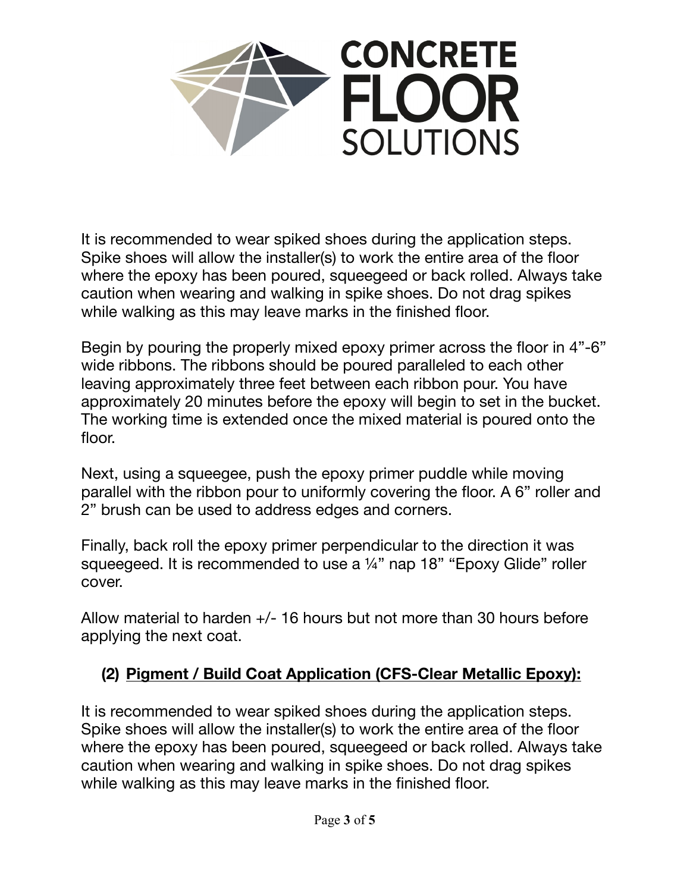It is recommended to wear spiked shoes during the application steps. Spike shoes will allow the installer(s) to work the entire area of the floor where the epoxy has been poured, squeegeed or back rolled. Always take caution when wearing and walking in spike shoes. Do not drag spikes while walking as this may leave marks in the finished floor.

Begin by pouring the properly mixed epoxy primer across the floor in 4”-6” wide ribbons. The ribbons should be poured paralleled to each other leaving approximately three feet between each ribbon pour. You have approximately 20 minutes before the epoxy will begin to set in the bucket. The working time is extended once the mixed material is poured onto the floor.

Next, using a squeegee, push the epoxy primer puddle while moving parallel with the ribbon pour to uniformly covering the floor. A 6” roller and 2” brush can be used to address edges and corners.

Finally, back roll the epoxy primer perpendicular to the direction it was squeegeed. It is recommended to use a ¼” nap 18” “Epoxy Glide” roller cover.

Allow material to harden +/- 16 hours but not more than 30 hours before applying the next coat.

## (2) Pigment / Build Coat Application (CFS-Clear Metallic Epoxy):

It is recommended to wear spiked shoes during the application steps. Spike shoes will allow the installer(s) to work the entire area of the floor where the epoxy has been poured, squeegeed or back rolled. Always take caution when wearing and walking in spike shoes. Do not drag spikes while walking as this may leave marks in the finished floor.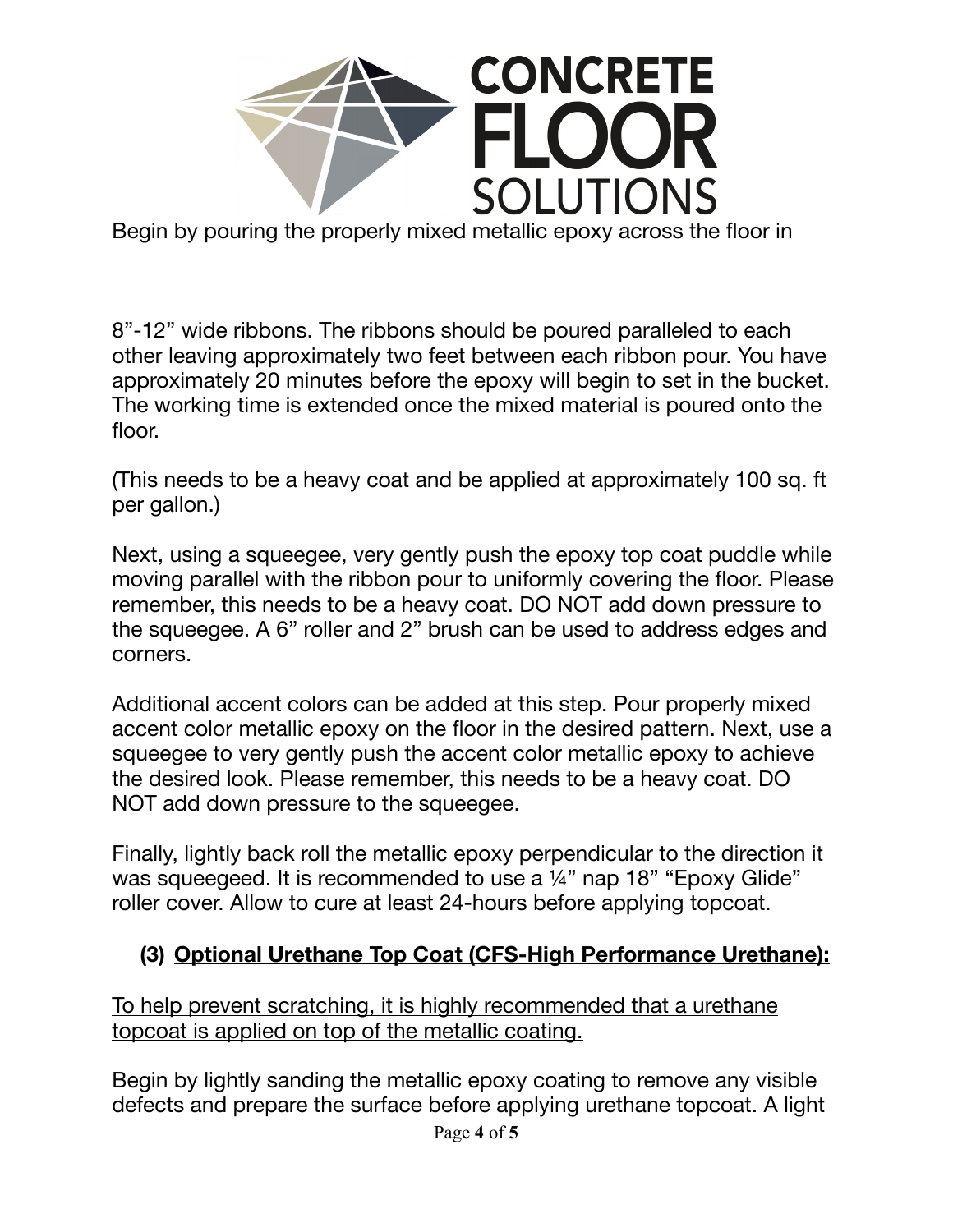Begin by pouring the properly mixed metallic epoxy across the floor in

8"-12" wide ribbons. The ribbons should be poured paralleled to each other leaving approximately two feet between each ribbon pour. You have approximately 20 minutes before the epoxy will begin to set in the bucket. The working time is extended once the mixed material is poured onto the floor.

(This needs to be a heavy coat and be applied at approximately 100 sq. ft per gallon.)

Next, using a squeegee, very gently push the epoxy top coat puddle while moving parallel with the ribbon pour to uniformly covering the floor. Please remember, this needs to be a heavy coat. DO NOT add down pressure to the squeegee. A 6" roller and 2" brush can be used to address edges and corners.

Additional accent colors can be added at this step. Pour properly mixed accent color metallic epoxy on the floor in the desired pattern. Next, use a squeegee to very gently push the accent color metallic epoxy to achieve the desired look. Please remember, this needs to be a heavy coat. DO NOT add down pressure to the squeegee.

Finally, lightly back roll the metallic epoxy perpendicular to the direction it was squeegeed. It is recommended to use a ¼" nap 18" "Epoxy Glide" roller cover. Allow to cure at least 24-hours before applying topcoat.

### (3) <u>Optional Urethane Top Coat (CFS-High Performance Urethane):</u>

<u>To help prevent scratching, it is highly recommended that a urethane topcoat is applied on top of the metallic coating.</u>

Begin by lightly sanding the metallic epoxy coating to remove any visible defects and prepare the surface before applying urethane topcoat. A light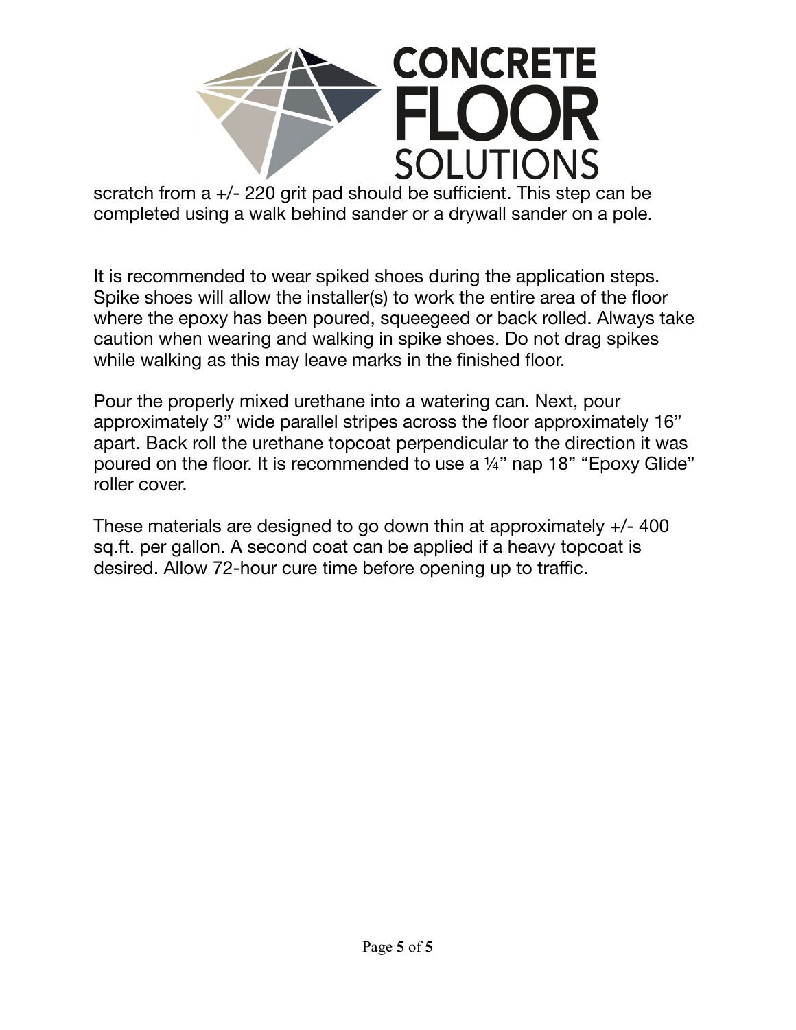scratch from a +/- 220 grit pad should be sufficient. This step can be completed using a walk behind sander or a drywall sander on a pole.

It is recommended to wear spiked shoes during the application steps. Spike shoes will allow the installer(s) to work the entire area of the floor where the epoxy has been poured, squeegeed or back rolled. Always take caution when wearing and walking in spike shoes. Do not drag spikes while walking as this may leave marks in the finished floor.

Pour the properly mixed urethane into a watering can. Next, pour approximately 3" wide parallel stripes across the floor approximately 16" apart. Back roll the urethane topcoat perpendicular to the direction it was poured on the floor. It is recommended to use a ¼" nap 18" "Epoxy Glide" roller cover.

These materials are designed to go down thin at approximately +/- 400 sq.ft. per gallon. A second coat can be applied if a heavy topcoat is desired. Allow 72-hour cure time before opening up to traffic.